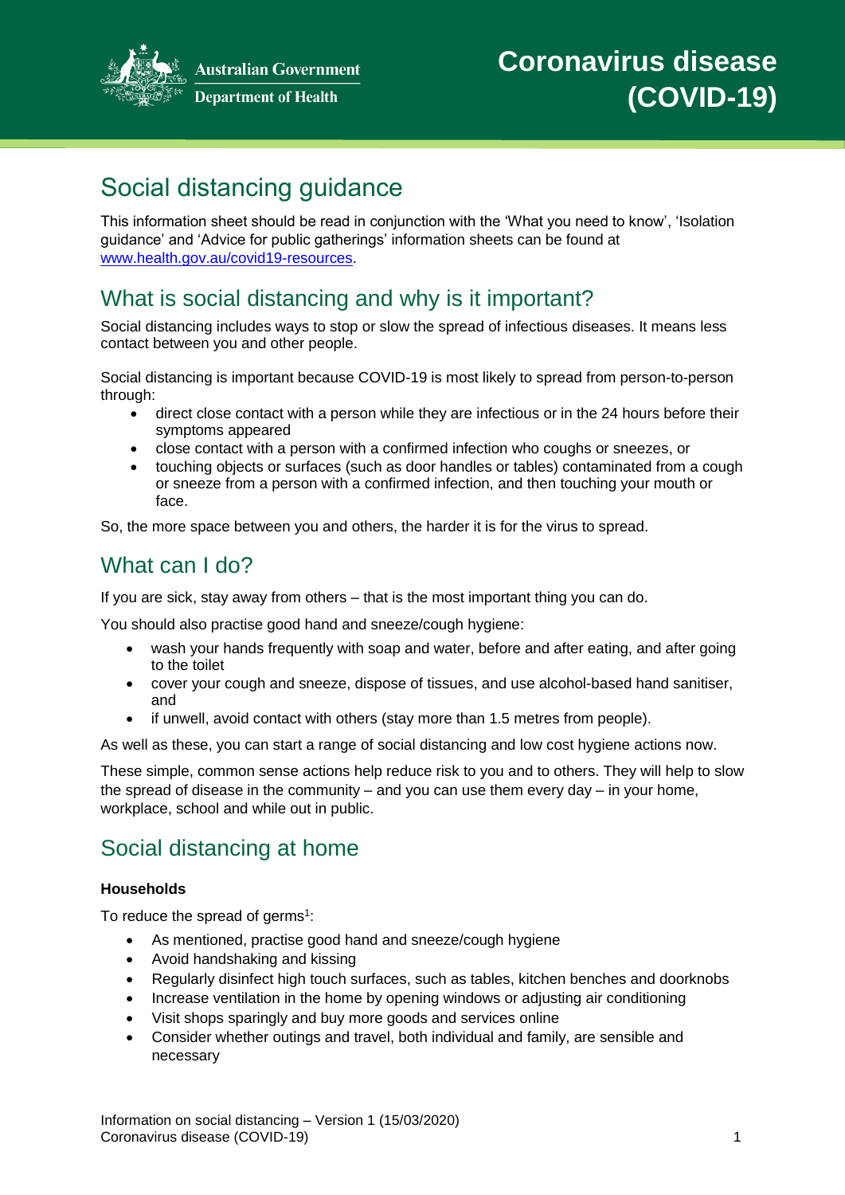Australian Government
Department of Health

# Coronavirus disease (COVID-19)

## Social distancing guidance

This information sheet should be read in conjunction with the 'What you need to know', 'Isolation guidance' and 'Advice for public gatherings' information sheets can be found at [www.health.gov.au/covid19-resources](www.health.gov.au/covid19-resources).

## What is social distancing and why is it important?

Social distancing includes ways to stop or slow the spread of infectious diseases. It means less contact between you and other people.

Social distancing is important because COVID-19 is most likely to spread from person-to-person through:

- direct close contact with a person while they are infectious or in the 24 hours before their symptoms appeared
- close contact with a person with a confirmed infection who coughs or sneezes, or
- touching objects or surfaces (such as door handles or tables) contaminated from a cough or sneeze from a person with a confirmed infection, and then touching your mouth or face.

So, the more space between you and others, the harder it is for the virus to spread.

## What can I do?

If you are sick, stay away from others – that is the most important thing you can do.

You should also practise good hand and sneeze/cough hygiene:

- wash your hands frequently with soap and water, before and after eating, and after going to the toilet
- cover your cough and sneeze, dispose of tissues, and use alcohol-based hand sanitiser, and
- if unwell, avoid contact with others (stay more than 1.5 metres from people).

As well as these, you can start a range of social distancing and low cost hygiene actions now.

These simple, common sense actions help reduce risk to you and to others. They will help to slow the spread of disease in the community – and you can use them every day – in your home, workplace, school and while out in public.

## Social distancing at home

**Households**

To reduce the spread of germs[1]:

- As mentioned, practise good hand and sneeze/cough hygiene
- Avoid handshaking and kissing
- Regularly disinfect high touch surfaces, such as tables, kitchen benches and doorknobs
- Increase ventilation in the home by opening windows or adjusting air conditioning
- Visit shops sparingly and buy more goods and services online
- Consider whether outings and travel, both individual and family, are sensible and necessary

Information on social distancing – Version 1 (15/03/2020)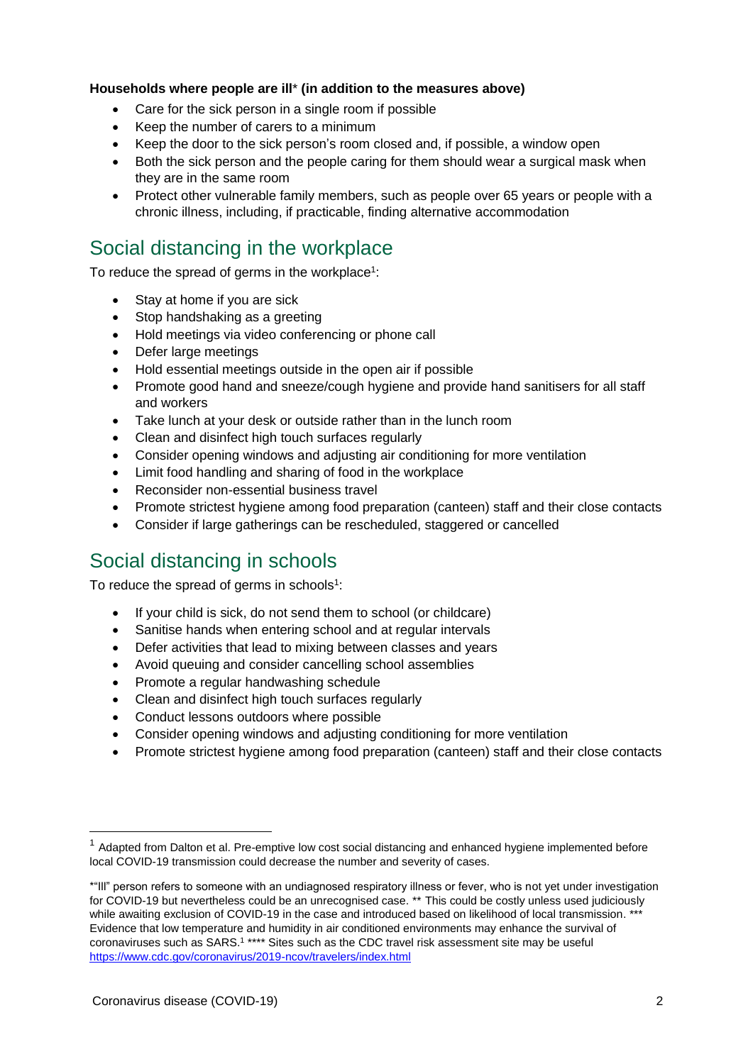**Households where people are ill*** **(in addition to the measures above)**

- Care for the sick person in a single room if possible
- Keep the number of carers to a minimum
- Keep the door to the sick person's room closed and, if possible, a window open
- Both the sick person and the people caring for them should wear a surgical mask when they are in the same room
- Protect other vulnerable family members, such as people over 65 years or people with a chronic illness, including, if practicable, finding alternative accommodation

## Social distancing in the workplace

To reduce the spread of germs in the workplace[1]:

- Stay at home if you are sick
- Stop handshaking as a greeting
- Hold meetings via video conferencing or phone call
- Defer large meetings
- Hold essential meetings outside in the open air if possible
- Promote good hand and sneeze/cough hygiene and provide hand sanitisers for all staff and workers
- Take lunch at your desk or outside rather than in the lunch room
- Clean and disinfect high touch surfaces regularly
- Consider opening windows and adjusting air conditioning for more ventilation
- Limit food handling and sharing of food in the workplace
- Reconsider non-essential business travel
- Promote strictest hygiene among food preparation (canteen) staff and their close contacts
- Consider if large gatherings can be rescheduled, staggered or cancelled

## Social distancing in schools

To reduce the spread of germs in schools[1]:

- If your child is sick, do not send them to school (or childcare)
- Sanitise hands when entering school and at regular intervals
- Defer activities that lead to mixing between classes and years
- Avoid queuing and consider cancelling school assemblies
- Promote a regular handwashing schedule
- Clean and disinfect high touch surfaces regularly
- Conduct lessons outdoors where possible
- Consider opening windows and adjusting conditioning for more ventilation
- Promote strictest hygiene among food preparation (canteen) staff and their close contacts

---

[1] Adapted from Dalton et al. Pre-emptive low cost social distancing and enhanced hygiene implemented before local COVID-19 transmission could decrease the number and severity of cases.

*"Ill" person refers to someone with an undiagnosed respiratory illness or fever, who is not yet under investigation for COVID-19 but nevertheless could be an unrecognised case. ** This could be costly unless used judiciously while awaiting exclusion of COVID-19 in the case and introduced based on likelihood of local transmission. *** Evidence that low temperature and humidity in air conditioned environments may enhance the survival of coronaviruses such as SARS.[1] **** Sites such as the CDC travel risk assessment site may be useful https://www.cdc.gov/coronavirus/2019-ncov/travelers/index.html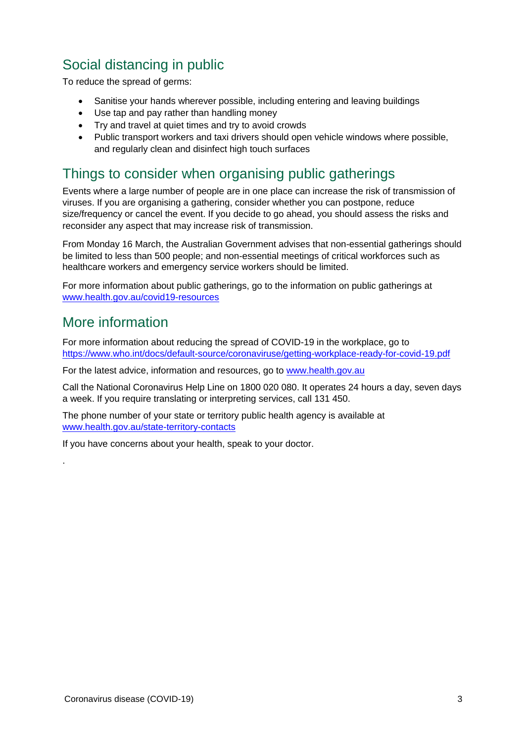## Social distancing in public

To reduce the spread of germs:

- Sanitise your hands wherever possible, including entering and leaving buildings
- Use tap and pay rather than handling money
- Try and travel at quiet times and try to avoid crowds
- Public transport workers and taxi drivers should open vehicle windows where possible, and regularly clean and disinfect high touch surfaces

## Things to consider when organising public gatherings

Events where a large number of people are in one place can increase the risk of transmission of viruses. If you are organising a gathering, consider whether you can postpone, reduce size/frequency or cancel the event. If you decide to go ahead, you should assess the risks and reconsider any aspect that may increase risk of transmission.

From Monday 16 March, the Australian Government advises that non-essential gatherings should be limited to less than 500 people; and non-essential meetings of critical workforces such as healthcare workers and emergency service workers should be limited.

For more information about public gatherings, go to the information on public gatherings at [www.health.gov.au/covid19-resources](www.health.gov.au/covid19-resources)

## More information

For more information about reducing the spread of COVID-19 in the workplace, go to [https://www.who.int/docs/default-source/coronaviruse/getting-workplace-ready-for-covid-19.pdf](https://www.who.int/docs/default-source/coronaviruse/getting-workplace-ready-for-covid-19.pdf)

For the latest advice, information and resources, go to [www.health.gov.au](www.health.gov.au)

Call the National Coronavirus Help Line on 1800 020 080. It operates 24 hours a day, seven days a week. If you require translating or interpreting services, call 131 450.

The phone number of your state or territory public health agency is available at [www.health.gov.au/state-territory-contacts](www.health.gov.au/state-territory-contacts)

If you have concerns about your health, speak to your doctor.

.